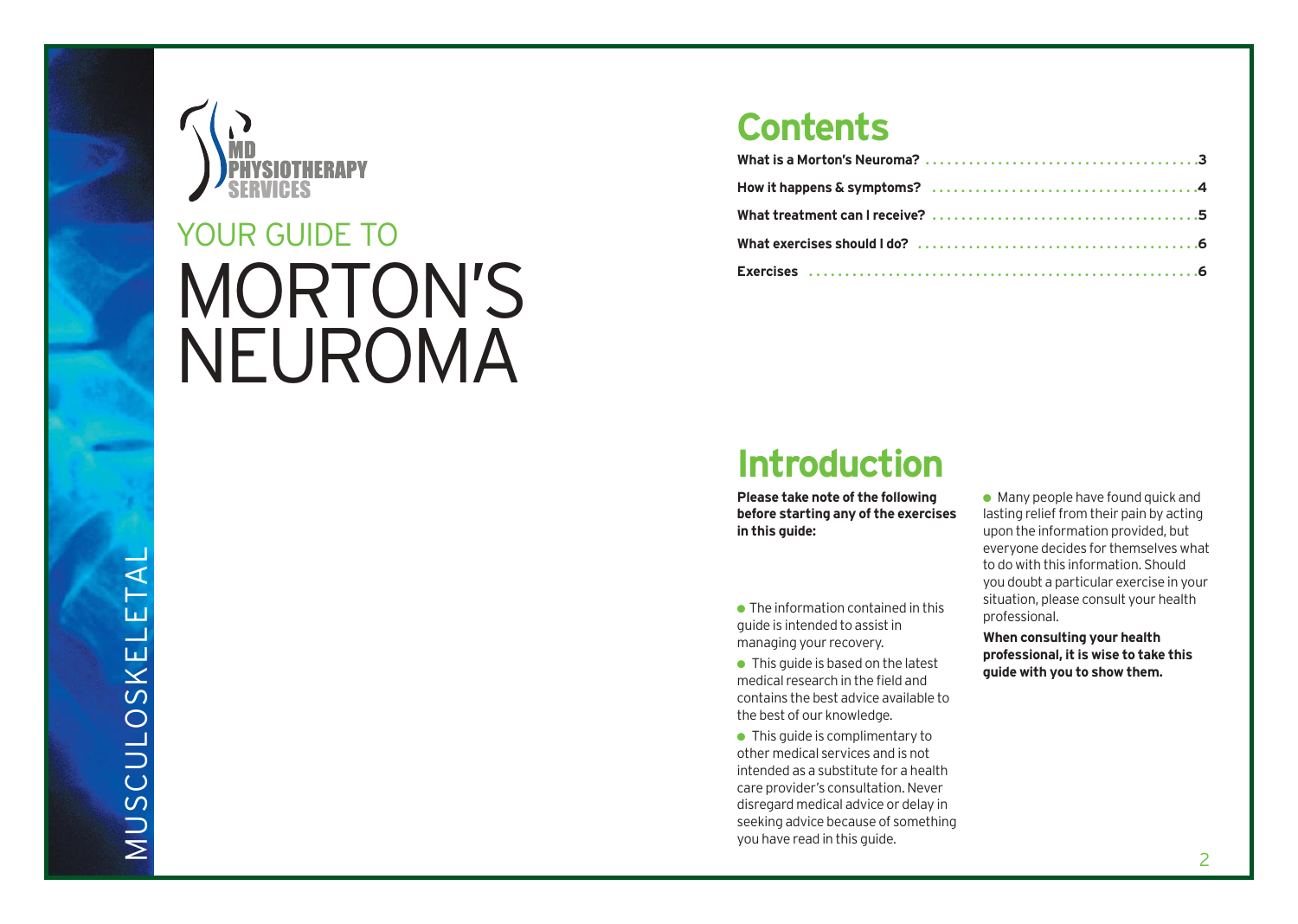MD PHYSIOTHERAPY SERVICES

# YOUR GUIDE TO MORTON'S NEUROMA

MUSCULOSKELETAL

## Contents

| | |
|---|---|
| What is a Morton's Neuroma? | 3 |
| How it happens & symptoms? | 4 |
| What treatment can I receive? | 5 |
| What exercises should I do? | 6 |
| Exercises | 6 |

## Introduction

**Please take note of the following before starting any of the exercises in this guide:**

- The information contained in this guide is intended to assist in managing your recovery.
- This guide is based on the latest medical research in the field and contains the best advice available to the best of our knowledge.
- This guide is complimentary to other medical services and is not intended as a substitute for a health care provider's consultation. Never disregard medical advice or delay in seeking advice because of something you have read in this guide.
- Many people have found quick and lasting relief from their pain by acting upon the information provided, but everyone decides for themselves what to do with this information. Should you doubt a particular exercise in your situation, please consult your health professional.

**When consulting your health professional, it is wise to take this guide with you to show them.**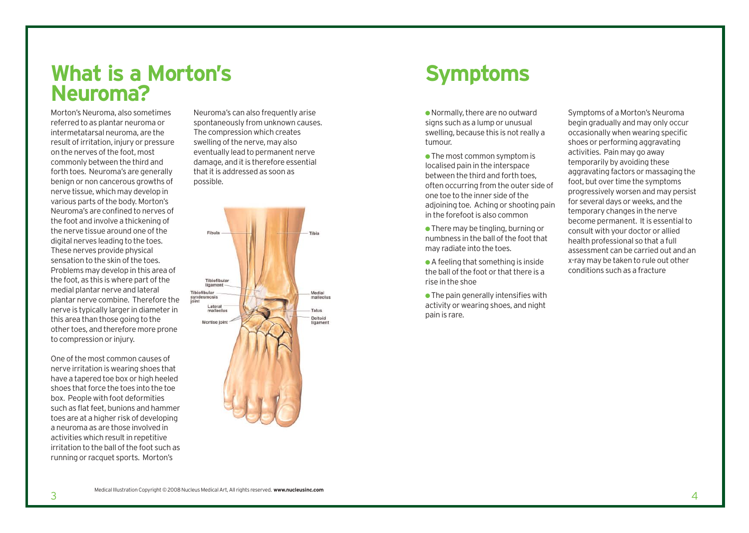# What is a Morton's Neuroma?

Morton's Neuroma, also sometimes referred to as plantar neuroma or intermetatarsal neuroma, are the result of irritation, injury or pressure on the nerves of the foot, most commonly between the third and forth toes. Neuroma's are generally benign or non cancerous growths of nerve tissue, which may develop in various parts of the body. Morton's Neuroma's are confined to nerves of the foot and involve a thickening of the nerve tissue around one of the digital nerves leading to the toes. These nerves provide physical sensation to the skin of the toes. Problems may develop in this area of the foot, as this is where part of the medial plantar nerve and lateral plantar nerve combine. Therefore the nerve is typically larger in diameter in this area than those going to the other toes, and therefore more prone to compression or injury.

One of the most common causes of nerve irritation is wearing shoes that have a tapered toe box or high heeled shoes that force the toes into the toe box. People with foot deformities such as flat feet, bunions and hammer toes are at a higher risk of developing a neuroma as are those involved in activities which result in repetitive irritation to the ball of the foot such as running or racquet sports. Morton's Neuroma's can also frequently arise spontaneously from unknown causes. The compression which creates swelling of the nerve, may also eventually lead to permanent nerve damage, and it is therefore essential that it is addressed as soon as possible.

Medical Illustration Copyright © 2008 Nucleus Medical Art, All rights reserved. **www.nucleusinc.com**

# Symptoms

- Normally, there are no outward signs such as a lump or unusual swelling, because this is not really a tumour.
- The most common symptom is localised pain in the interspace between the third and forth toes, often occurring from the outer side of one toe to the inner side of the adjoining toe. Aching or shooting pain in the forefoot is also common
- There may be tingling, burning or numbness in the ball of the foot that may radiate into the toes.
- A feeling that something is inside the ball of the foot or that there is a rise in the shoe
- The pain generally intensifies with activity or wearing shoes, and night pain is rare.

Symptoms of a Morton's Neuroma begin gradually and may only occur occasionally when wearing specific shoes or performing aggravating activities. Pain may go away temporarily by avoiding these aggravating factors or massaging the foot, but over time the symptoms progressively worsen and may persist for several days or weeks, and the temporary changes in the nerve become permanent. It is essential to consult with your doctor or allied health professional so that a full assessment can be carried out and an x-ray may be taken to rule out other conditions such as a fracture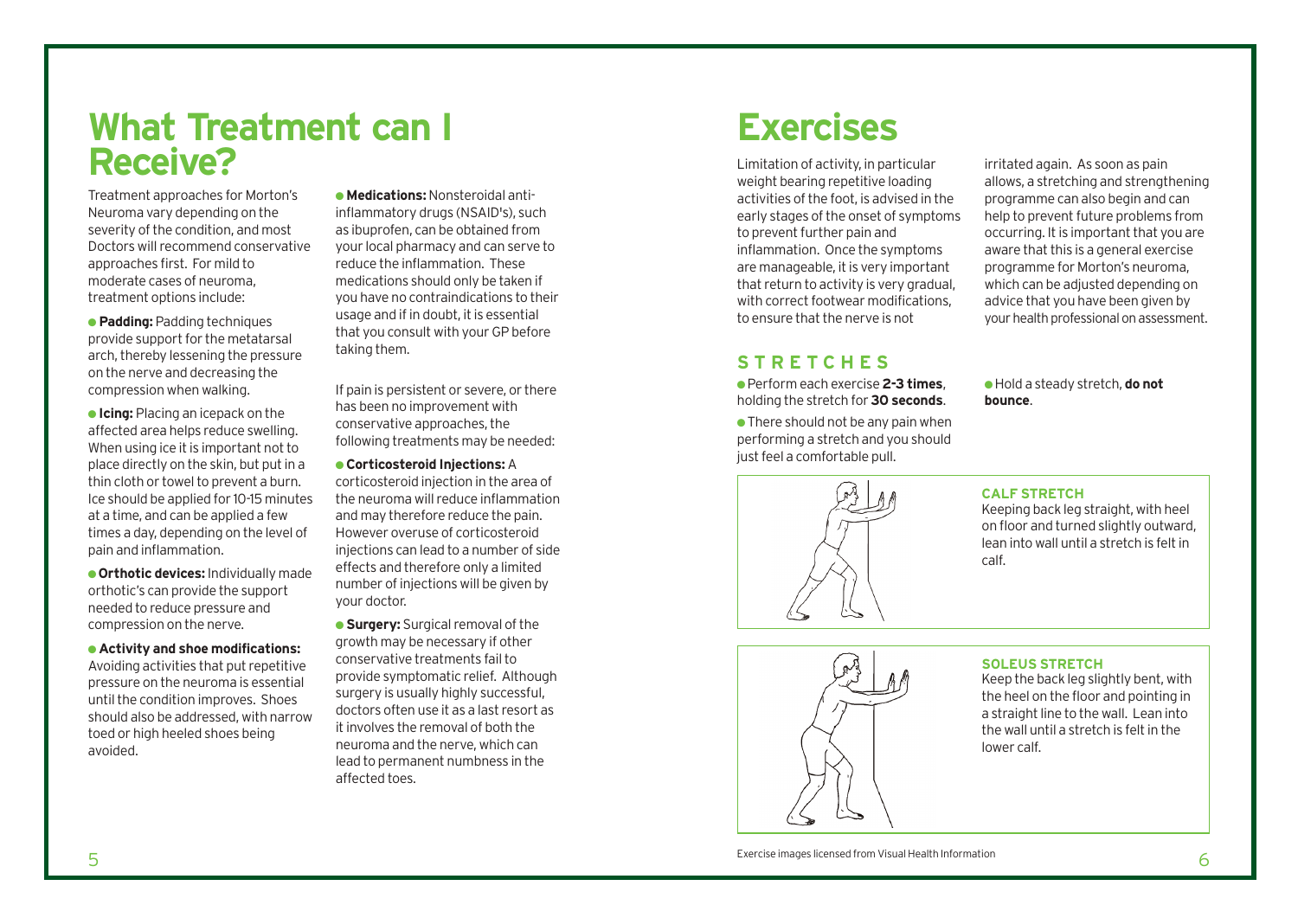# What Treatment can I Receive?

Treatment approaches for Morton's Neuroma vary depending on the severity of the condition, and most Doctors will recommend conservative approaches first. For mild to moderate cases of neuroma, treatment options include:

- **Padding:** Padding techniques provide support for the metatarsal arch, thereby lessening the pressure on the nerve and decreasing the compression when walking.
- **Icing:** Placing an icepack on the affected area helps reduce swelling. When using ice it is important not to place directly on the skin, but put in a thin cloth or towel to prevent a burn. Ice should be applied for 10-15 minutes at a time, and can be applied a few times a day, depending on the level of pain and inflammation.
- **Orthotic devices:** Individually made orthotic's can provide the support needed to reduce pressure and compression on the nerve.
- **Activity and shoe modifications:** Avoiding activities that put repetitive pressure on the neuroma is essential until the condition improves. Shoes should also be addressed, with narrow toed or high heeled shoes being avoided.
- **Medications:** Nonsteroidal anti-inflammatory drugs (NSAID's), such as ibuprofen, can be obtained from your local pharmacy and can serve to reduce the inflammation. These medications should only be taken if you have no contraindications to their usage and if in doubt, it is essential that you consult with your GP before taking them.

If pain is persistent or severe, or there has been no improvement with conservative approaches, the following treatments may be needed:

- **Corticosteroid Injections:** A corticosteroid injection in the area of the neuroma will reduce inflammation and may therefore reduce the pain. However overuse of corticosteroid injections can lead to a number of side effects and therefore only a limited number of injections will be given by your doctor.
- **Surgery:** Surgical removal of the growth may be necessary if other conservative treatments fail to provide symptomatic relief. Although surgery is usually highly successful, doctors often use it as a last resort as it involves the removal of both the neuroma and the nerve, which can lead to permanent numbness in the affected toes.

# Exercises

Limitation of activity, in particular weight bearing repetitive loading activities of the foot, is advised in the early stages of the onset of symptoms to prevent further pain and inflammation. Once the symptoms are manageable, it is very important that return to activity is very gradual, with correct footwear modifications, to ensure that the nerve is not irritated again. As soon as pain allows, a stretching and strengthening programme can also begin and can help to prevent future problems from occurring. It is important that you are aware that this is a general exercise programme for Morton's neuroma, which can be adjusted depending on advice that you have been given by your health professional on assessment.

## STRETCHES

- Perform each exercise **2-3 times**, holding the stretch for **30 seconds**.
- There should not be any pain when performing a stretch and you should just feel a comfortable pull.
- Hold a steady stretch, **do not bounce**.

### CALF STRETCH

Keeping back leg straight, with heel on floor and turned slightly outward, lean into wall until a stretch is felt in calf.

### SOLEUS STRETCH

Keep the back leg slightly bent, with the heel on the floor and pointing in a straight line to the wall. Lean into the wall until a stretch is felt in the lower calf.

Exercise images licensed from Visual Health Information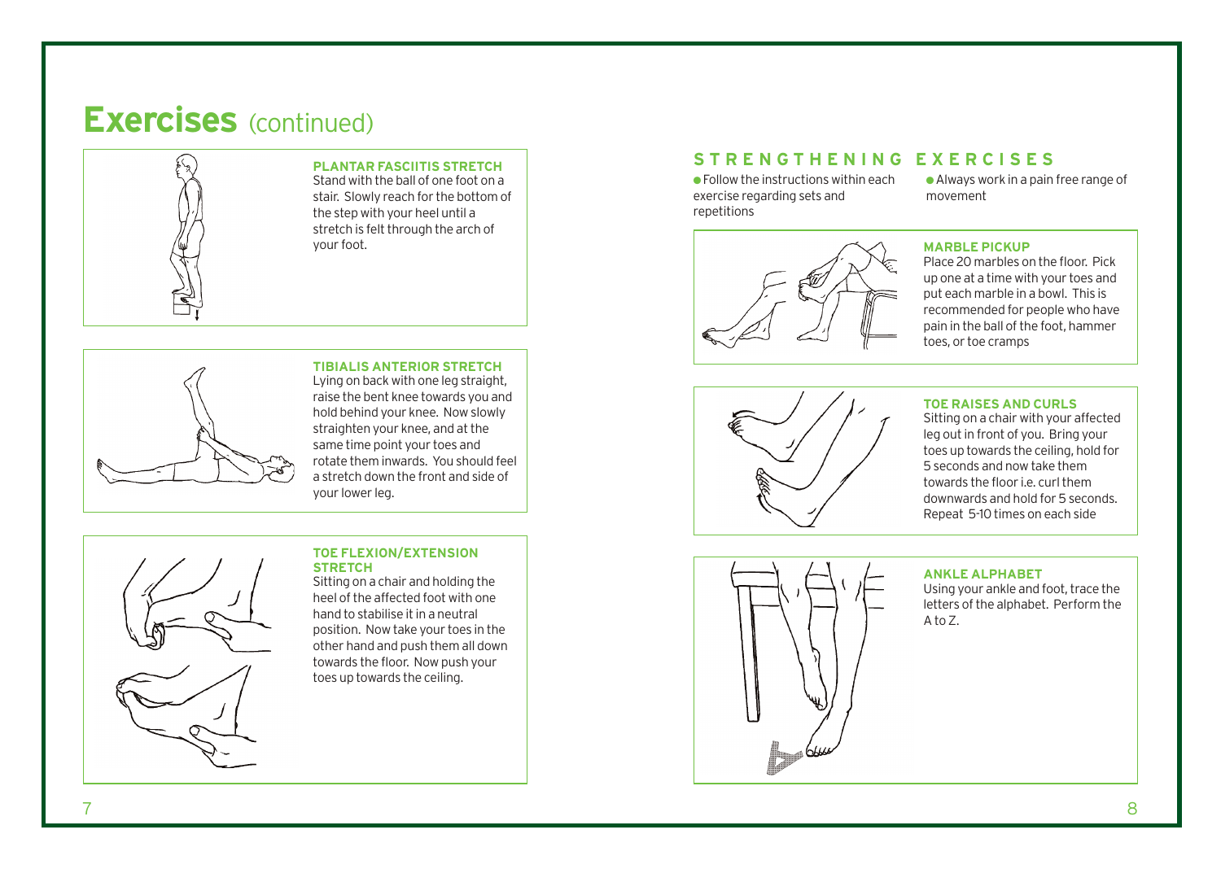# Exercises (continued)

### PLANTAR FASCIITIS STRETCH

Stand with the ball of one foot on a stair. Slowly reach for the bottom of the step with your heel until a stretch is felt through the arch of your foot.

### TIBIALIS ANTERIOR STRETCH

Lying on back with one leg straight, raise the bent knee towards you and hold behind your knee. Now slowly straighten your knee, and at the same time point your toes and rotate them inwards. You should feel a stretch down the front and side of your lower leg.

### TOE FLEXION/EXTENSION STRETCH

Sitting on a chair and holding the heel of the affected foot with one hand to stabilise it in a neutral position. Now take your toes in the other hand and push them all down towards the floor. Now push your toes up towards the ceiling.

## STRENGTHENING EXERCISES

- Follow the instructions within each exercise regarding sets and repetitions
- Always work in a pain free range of movement

### MARBLE PICKUP

Place 20 marbles on the floor. Pick up one at a time with your toes and put each marble in a bowl. This is recommended for people who have pain in the ball of the foot, hammer toes, or toe cramps

### TOE RAISES AND CURLS

Sitting on a chair with your affected leg out in front of you. Bring your toes up towards the ceiling, hold for 5 seconds and now take them towards the floor i.e. curl them downwards and hold for 5 seconds. Repeat 5-10 times on each side

### ANKLE ALPHABET

Using your ankle and foot, trace the letters of the alphabet. Perform the A to Z.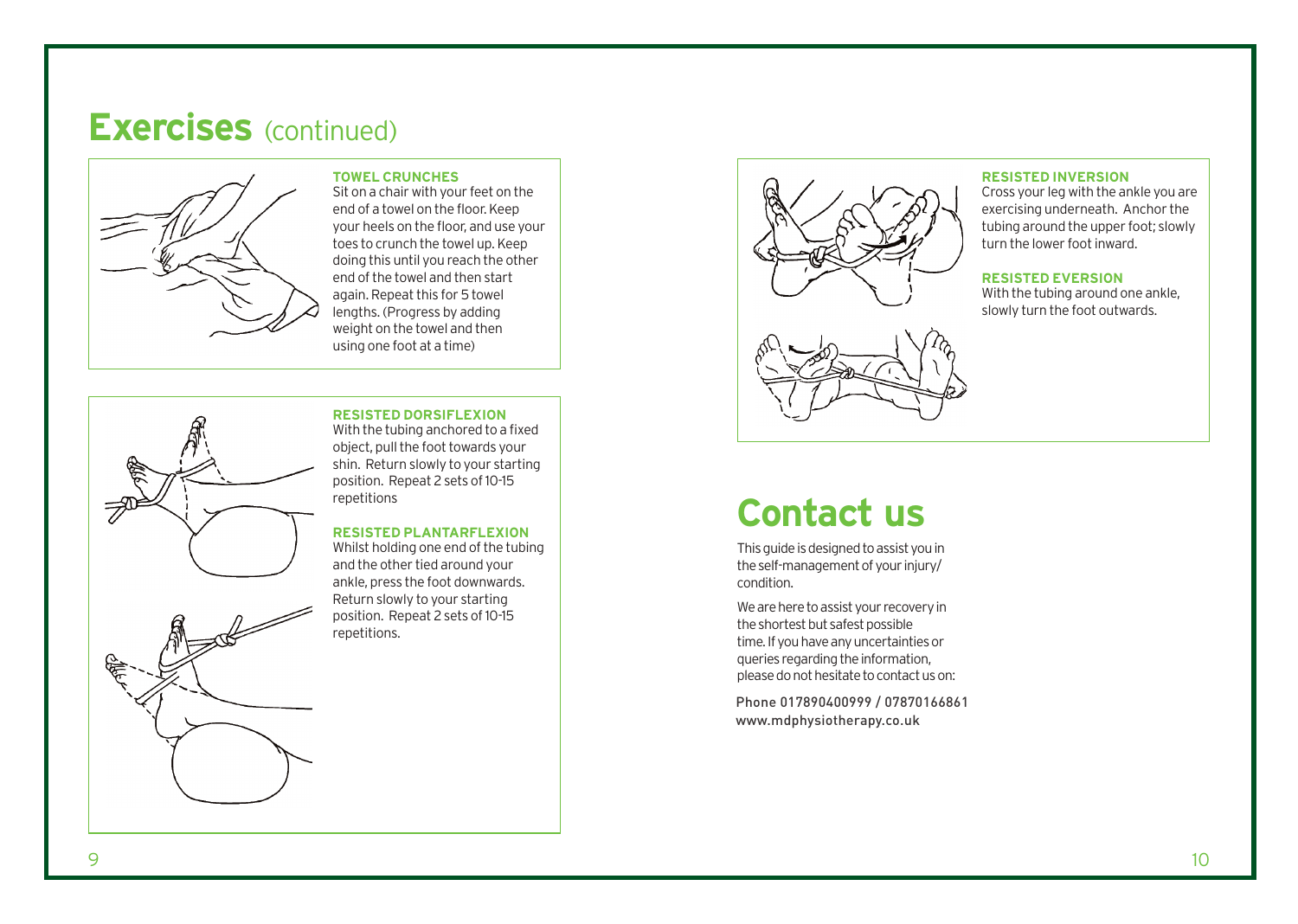# Exercises (continued)

**TOWEL CRUNCHES**

Sit on a chair with your feet on the end of a towel on the floor. Keep your heels on the floor, and use your toes to crunch the towel up. Keep doing this until you reach the other end of the towel and then start again. Repeat this for 5 towel lengths. (Progress by adding weight on the towel and then using one foot at a time)

**RESISTED DORSIFLEXION**

With the tubing anchored to a fixed object, pull the foot towards your shin. Return slowly to your starting position. Repeat 2 sets of 10-15 repetitions

**RESISTED PLANTARFLEXION**

Whilst holding one end of the tubing and the other tied around your ankle, press the foot downwards. Return slowly to your starting position. Repeat 2 sets of 10-15 repetitions.

**RESISTED INVERSION**

Cross your leg with the ankle you are exercising underneath. Anchor the tubing around the upper foot; slowly turn the lower foot inward.

**RESISTED EVERSION**

With the tubing around one ankle, slowly turn the foot outwards.

# Contact us

This guide is designed to assist you in the self-management of your injury/condition.

We are here to assist your recovery in the shortest but safest possible time. If you have any uncertainties or queries regarding the information, please do not hesitate to contact us on:

Phone 017890400999 / 07870166861
www.mdphysiotherapy.co.uk